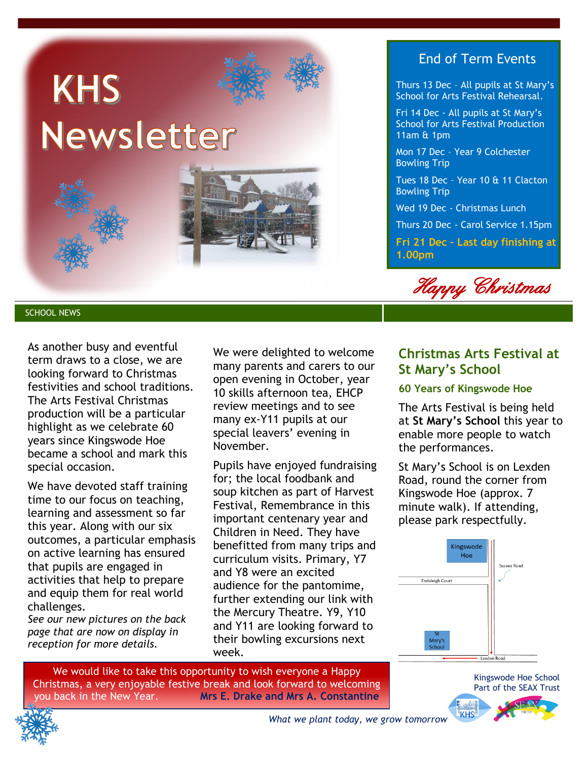# KHS Newsletter

## End of Term Events

Thurs 13 Dec – All pupils at St Mary's School for Arts Festival Rehearsal.

Fri 14 Dec - All pupils at St Mary's School for Arts Festival Production 11am & 1pm

Mon 17 Dec – Year 9 Colchester Bowling Trip

Tues 18 Dec – Year 10 & 11 Clacton Bowling Trip

Wed 19 Dec - Christmas Lunch

Thurs 20 Dec - Carol Service 1.15pm

**Fri 21 Dec – Last day finishing at 1.00pm**

*Happy Christmas*

## SCHOOL NEWS

As another busy and eventful term draws to a close, we are looking forward to Christmas festivities and school traditions. The Arts Festival Christmas production will be a particular highlight as we celebrate 60 years since Kingswode Hoe became a school and mark this special occasion.

We have devoted staff training time to our focus on teaching, learning and assessment so far this year. Along with our six outcomes, a particular emphasis on active learning has ensured that pupils are engaged in activities that help to prepare and equip them for real world challenges.

*See our new pictures on the back page that are now on display in reception for more details.*

We were delighted to welcome many parents and carers to our open evening in October, year 10 skills afternoon tea, EHCP review meetings and to see many ex-Y11 pupils at our special leavers' evening in November.

Pupils have enjoyed fundraising for; the local foodbank and soup kitchen as part of Harvest Festival, Remembrance in this important centenary year and Children in Need. They have benefitted from many trips and curriculum visits. Primary, Y7 and Y8 were an excited audience for the pantomime, further extending our link with the Mercury Theatre. Y9, Y10 and Y11 are looking forward to their bowling excursions next week.

## Christmas Arts Festival at St Mary's School

### 60 Years of Kingswode Hoe

The Arts Festival is being held at **St Mary's School** this year to enable more people to watch the performances.

St Mary's School is on Lexden Road, round the corner from Kingswode Hoe (approx. 7 minute walk). If attending, please park respectfully.

We would like to take this opportunity to wish everyone a Happy Christmas, a very enjoyable festive break and look forward to welcoming you back in the New Year. **Mrs E. Drake and Mrs A. Constantine**

Kingswode Hoe School
Part of the SEAX Trust

*What we plant today, we grow tomorrow*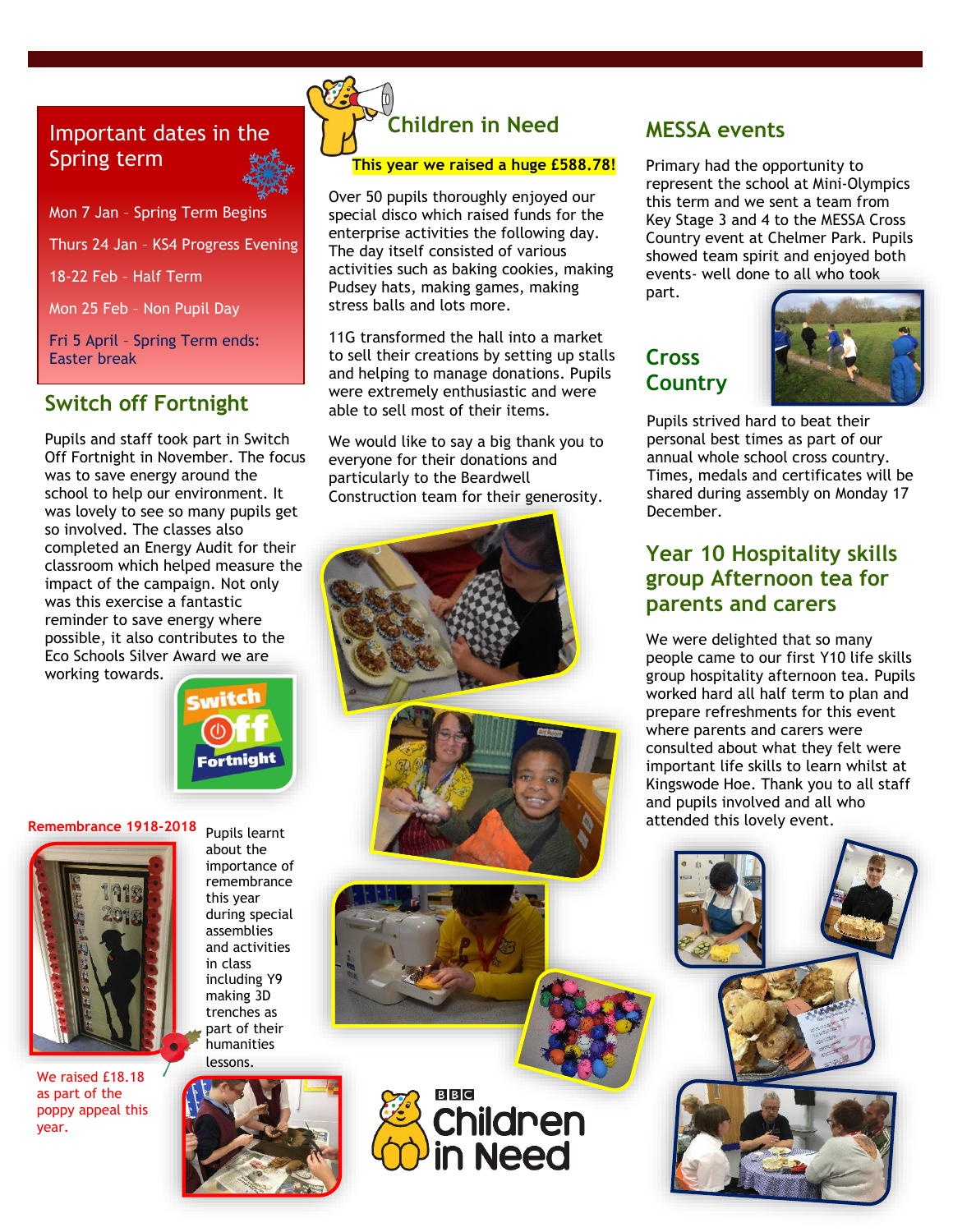## Important dates in the Spring term

Mon 7 Jan – Spring Term Begins

Thurs 24 Jan – KS4 Progress Evening

18-22 Feb – Half Term

Mon 25 Feb – Non Pupil Day

Fri 5 April – Spring Term ends: Easter break

## Switch off Fortnight

Pupils and staff took part in Switch Off Fortnight in November. The focus was to save energy around the school to help our environment. It was lovely to see so many pupils get so involved. The classes also completed an Energy Audit for their classroom which helped measure the impact of the campaign. Not only was this exercise a fantastic reminder to save energy where possible, it also contributes to the Eco Schools Silver Award we are working towards.

## Remembrance 1918-2018

Pupils learnt about the importance of remembrance this year during special assemblies and activities in class including Y9 making 3D trenches as part of their humanities lessons.

We raised £18.18 as part of the poppy appeal this year.

## Children in Need

**This year we raised a huge £588.78!**

Over 50 pupils thoroughly enjoyed our special disco which raised funds for the enterprise activities the following day. The day itself consisted of various activities such as baking cookies, making Pudsey hats, making games, making stress balls and lots more.

11G transformed the hall into a market to sell their creations by setting up stalls and helping to manage donations. Pupils were extremely enthusiastic and were able to sell most of their items.

We would like to say a big thank you to everyone for their donations and particularly to the Beardwell Construction team for their generosity.

## MESSA events

Primary had the opportunity to represent the school at Mini-Olympics this term and we sent a team from Key Stage 3 and 4 to the MESSA Cross Country event at Chelmer Park. Pupils showed team spirit and enjoyed both events- well done to all who took part.

## Cross Country

Pupils strived hard to beat their personal best times as part of our annual whole school cross country. Times, medals and certificates will be shared during assembly on Monday 17 December.

## Year 10 Hospitality skills group Afternoon tea for parents and carers

We were delighted that so many people came to our first Y10 life skills group hospitality afternoon tea. Pupils worked hard all half term to plan and prepare refreshments for this event where parents and carers were consulted about what they felt were important life skills to learn whilst at Kingswode Hoe. Thank you to all staff and pupils involved and all who attended this lovely event.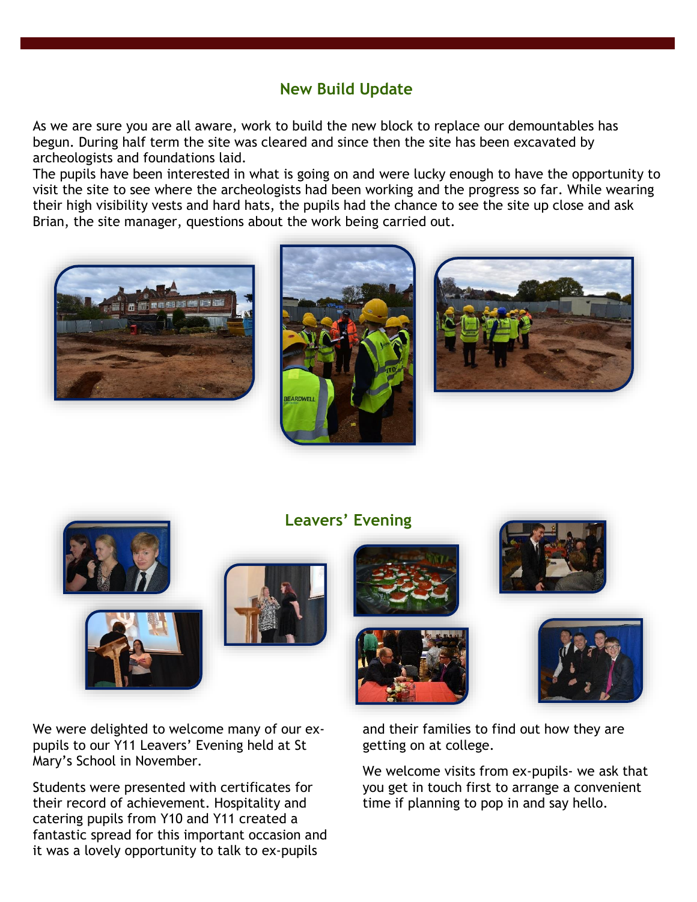## New Build Update

As we are sure you are all aware, work to build the new block to replace our demountables has begun. During half term the site was cleared and since then the site has been excavated by archeologists and foundations laid.

The pupils have been interested in what is going on and were lucky enough to have the opportunity to visit the site to see where the archeologists had been working and the progress so far. While wearing their high visibility vests and hard hats, the pupils had the chance to see the site up close and ask Brian, the site manager, questions about the work being carried out.

## Leavers' Evening

We were delighted to welcome many of our ex-pupils to our Y11 Leavers' Evening held at St Mary's School in November.

Students were presented with certificates for their record of achievement. Hospitality and catering pupils from Y10 and Y11 created a fantastic spread for this important occasion and it was a lovely opportunity to talk to ex-pupils and their families to find out how they are getting on at college.

We welcome visits from ex-pupils- we ask that you get in touch first to arrange a convenient time if planning to pop in and say hello.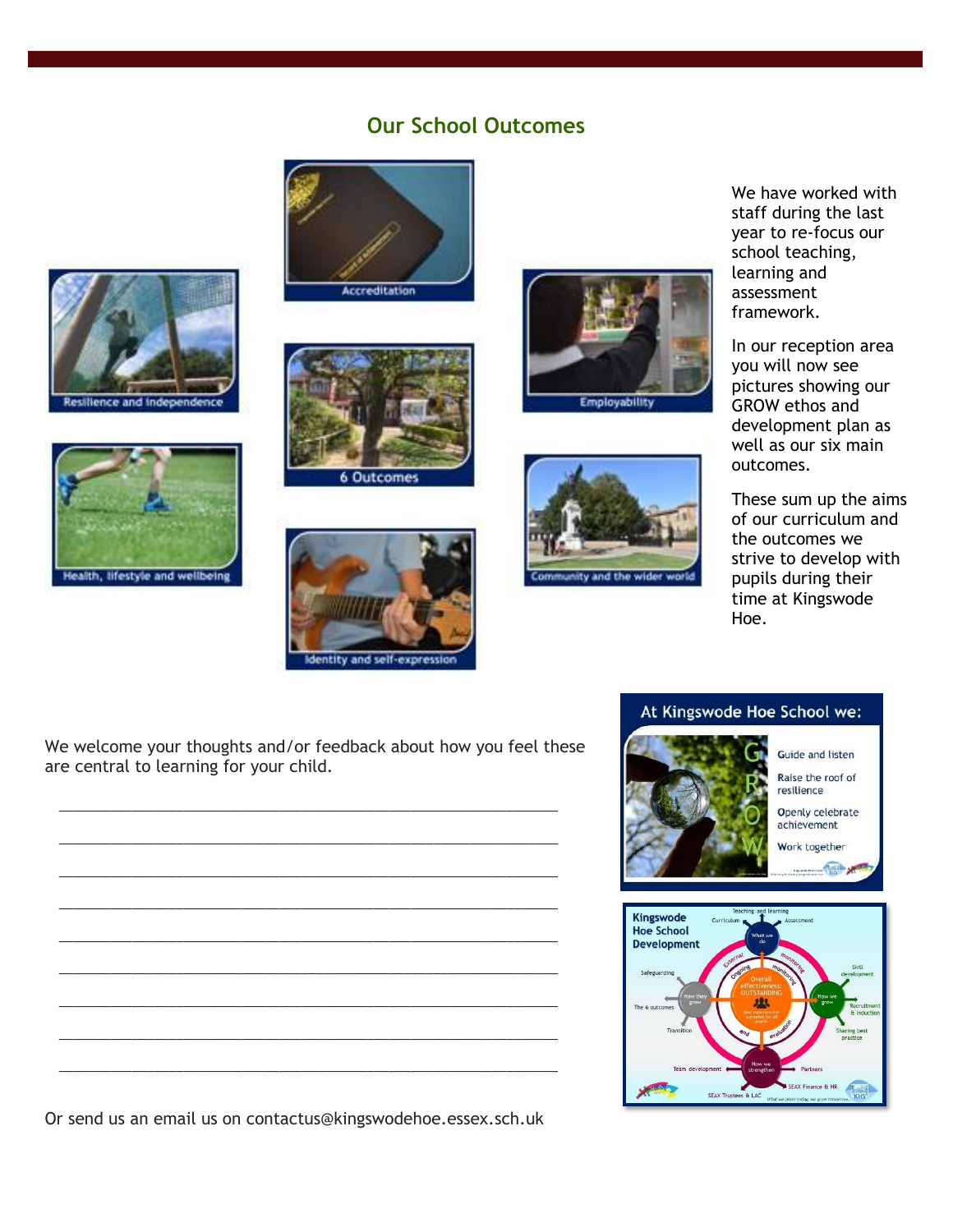## Our School Outcomes

Resilience and independence

Accreditation

6 Outcomes

Employability

Health, lifestyle and wellbeing

Identity and self-expression

Community and the wider world

We have worked with staff during the last year to re-focus our school teaching, learning and assessment framework.

In our reception area you will now see pictures showing our GROW ethos and development plan as well as our six main outcomes.

These sum up the aims of our curriculum and the outcomes we strive to develop with pupils during their time at Kingswode Hoe.

We welcome your thoughts and/or feedback about how you feel these are central to learning for your child.

\_\_\_\_\_\_\_\_\_\_\_\_\_\_\_\_\_\_\_\_\_\_\_\_\_\_\_\_\_\_\_\_\_\_\_\_\_\_\_\_\_\_\_\_\_\_\_\_\_\_\_\_

\_\_\_\_\_\_\_\_\_\_\_\_\_\_\_\_\_\_\_\_\_\_\_\_\_\_\_\_\_\_\_\_\_\_\_\_\_\_\_\_\_\_\_\_\_\_\_\_\_\_\_\_

\_\_\_\_\_\_\_\_\_\_\_\_\_\_\_\_\_\_\_\_\_\_\_\_\_\_\_\_\_\_\_\_\_\_\_\_\_\_\_\_\_\_\_\_\_\_\_\_\_\_\_\_

\_\_\_\_\_\_\_\_\_\_\_\_\_\_\_\_\_\_\_\_\_\_\_\_\_\_\_\_\_\_\_\_\_\_\_\_\_\_\_\_\_\_\_\_\_\_\_\_\_\_\_\_

\_\_\_\_\_\_\_\_\_\_\_\_\_\_\_\_\_\_\_\_\_\_\_\_\_\_\_\_\_\_\_\_\_\_\_\_\_\_\_\_\_\_\_\_\_\_\_\_\_\_\_\_

\_\_\_\_\_\_\_\_\_\_\_\_\_\_\_\_\_\_\_\_\_\_\_\_\_\_\_\_\_\_\_\_\_\_\_\_\_\_\_\_\_\_\_\_\_\_\_\_\_\_\_\_

\_\_\_\_\_\_\_\_\_\_\_\_\_\_\_\_\_\_\_\_\_\_\_\_\_\_\_\_\_\_\_\_\_\_\_\_\_\_\_\_\_\_\_\_\_\_\_\_\_\_\_\_

\_\_\_\_\_\_\_\_\_\_\_\_\_\_\_\_\_\_\_\_\_\_\_\_\_\_\_\_\_\_\_\_\_\_\_\_\_\_\_\_\_\_\_\_\_\_\_\_\_\_\_\_

\_\_\_\_\_\_\_\_\_\_\_\_\_\_\_\_\_\_\_\_\_\_\_\_\_\_\_\_\_\_\_\_\_\_\_\_\_\_\_\_\_\_\_\_\_\_\_\_\_\_\_\_

Or send us an email us on contactus@kingswodehoe.essex.sch.uk

At Kingswode Hoe School we:

- **G** Guide and listen
- **R** Raise the roof of resilience
- **O** Openly celebrate achievement
- **W** Work together

Kingswode Hoe School Development

Teaching and learning
Curriculum
Assessment
What we do
Safeguarding
The 6 outcomes
Transition
How they grow
Overall effectiveness: OUTSTANDING
How we grow
Skill development
Recruitment & induction
Sharing best practice
How we strengthen
Team development
Partners
SEAX Finance & HR
SEAX Trustees & LAC
External
Ongoing
monitoring
and
evaluation